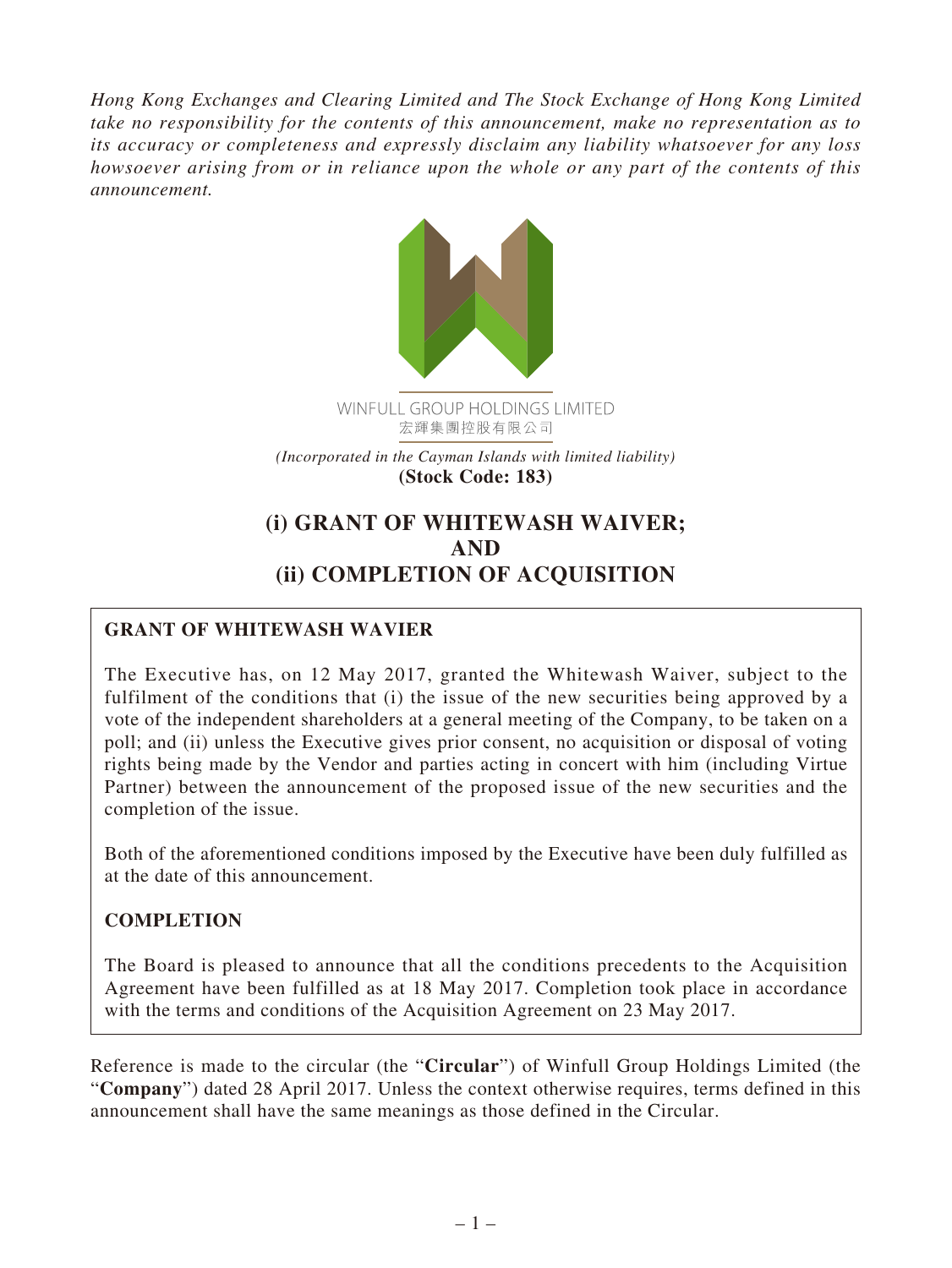*Hong Kong Exchanges and Clearing Limited and The Stock Exchange of Hong Kong Limited take no responsibility for the contents of this announcement, make no representation as to its accuracy or completeness and expressly disclaim any liability whatsoever for any loss howsoever arising from or in reliance upon the whole or any part of the contents of this announcement.*

WINFULL GROUP HOLDINGS LIMITED
宏輝集團控股有限公司

*(Incorporated in the Cayman Islands with limited liability)*
**(Stock Code: 183)**

# (i) GRANT OF WHITEWASH WAIVER; AND (ii) COMPLETION OF ACQUISITION

## GRANT OF WHITEWASH WAVIER

The Executive has, on 12 May 2017, granted the Whitewash Waiver, subject to the fulfilment of the conditions that (i) the issue of the new securities being approved by a vote of the independent shareholders at a general meeting of the Company, to be taken on a poll; and (ii) unless the Executive gives prior consent, no acquisition or disposal of voting rights being made by the Vendor and parties acting in concert with him (including Virtue Partner) between the announcement of the proposed issue of the new securities and the completion of the issue.

Both of the aforementioned conditions imposed by the Executive have been duly fulfilled as at the date of this announcement.

## COMPLETION

The Board is pleased to announce that all the conditions precedents to the Acquisition Agreement have been fulfilled as at 18 May 2017. Completion took place in accordance with the terms and conditions of the Acquisition Agreement on 23 May 2017.

Reference is made to the circular (the "**Circular**") of Winfull Group Holdings Limited (the "**Company**") dated 28 April 2017. Unless the context otherwise requires, terms defined in this announcement shall have the same meanings as those defined in the Circular.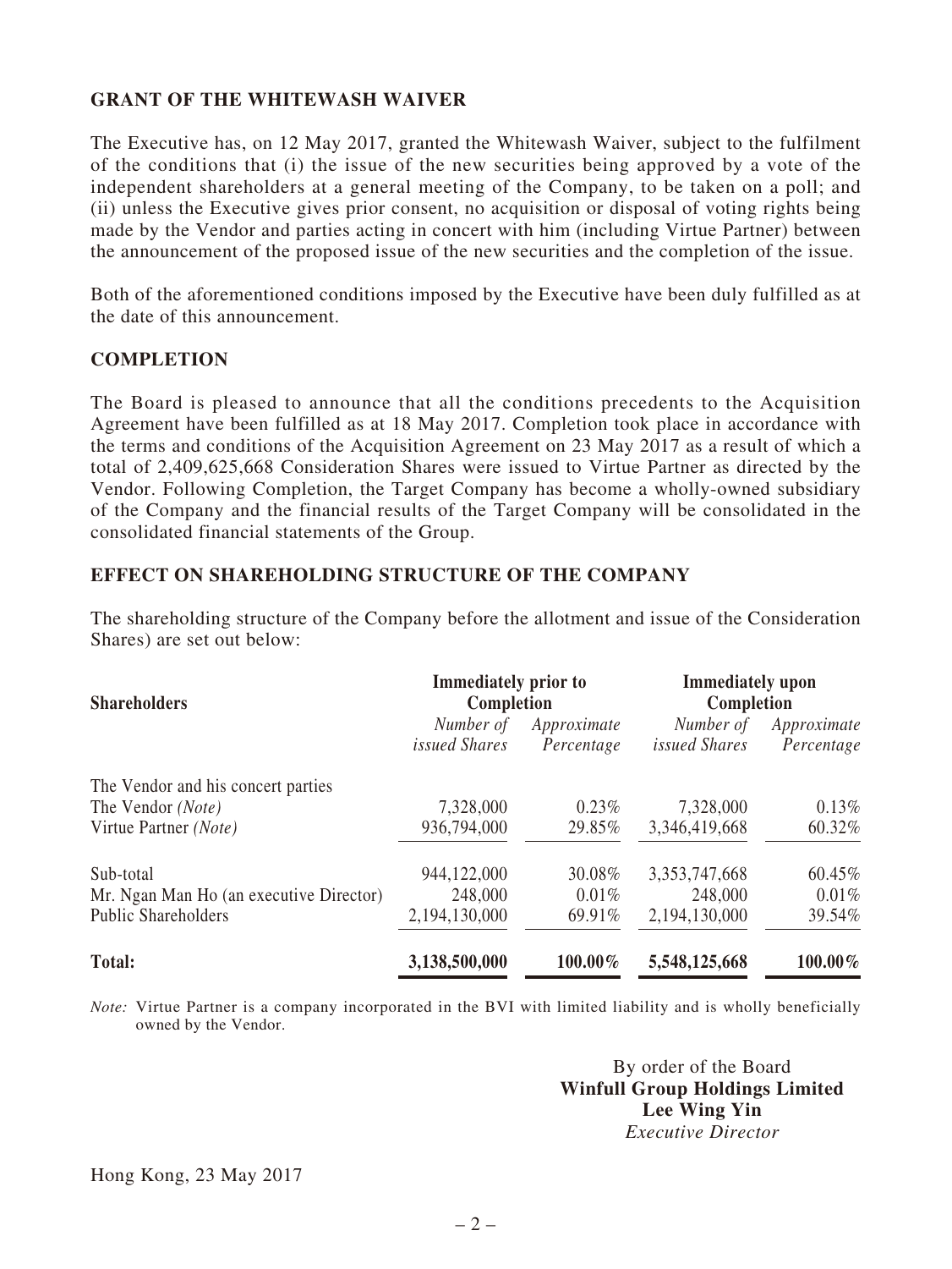## GRANT OF THE WHITEWASH WAIVER

The Executive has, on 12 May 2017, granted the Whitewash Waiver, subject to the fulfilment of the conditions that (i) the issue of the new securities being approved by a vote of the independent shareholders at a general meeting of the Company, to be taken on a poll; and (ii) unless the Executive gives prior consent, no acquisition or disposal of voting rights being made by the Vendor and parties acting in concert with him (including Virtue Partner) between the announcement of the proposed issue of the new securities and the completion of the issue.

Both of the aforementioned conditions imposed by the Executive have been duly fulfilled as at the date of this announcement.

## COMPLETION

The Board is pleased to announce that all the conditions precedents to the Acquisition Agreement have been fulfilled as at 18 May 2017. Completion took place in accordance with the terms and conditions of the Acquisition Agreement on 23 May 2017 as a result of which a total of 2,409,625,668 Consideration Shares were issued to Virtue Partner as directed by the Vendor. Following Completion, the Target Company has become a wholly-owned subsidiary of the Company and the financial results of the Target Company will be consolidated in the consolidated financial statements of the Group.

## EFFECT ON SHAREHOLDING STRUCTURE OF THE COMPANY

The shareholding structure of the Company before the allotment and issue of the Consideration Shares) are set out below:

| Shareholders | Immediately prior to Completion | | Immediately upon Completion | |
|---|---|---|---|---|
| | *Number of issued Shares* | *Approximate Percentage* | *Number of issued Shares* | *Approximate Percentage* |
| The Vendor and his concert parties | | | | |
| The Vendor *(Note)* | 7,328,000 | 0.23% | 7,328,000 | 0.13% |
| Virtue Partner *(Note)* | 936,794,000 | 29.85% | 3,346,419,668 | 60.32% |
| Sub-total | 944,122,000 | 30.08% | 3,353,747,668 | 60.45% |
| Mr. Ngan Man Ho (an executive Director) | 248,000 | 0.01% | 248,000 | 0.01% |
| Public Shareholders | 2,194,130,000 | 69.91% | 2,194,130,000 | 39.54% |
| **Total:** | **3,138,500,000** | **100.00%** | **5,548,125,668** | **100.00%** |

*Note:* Virtue Partner is a company incorporated in the BVI with limited liability and is wholly beneficially owned by the Vendor.

By order of the Board
**Winfull Group Holdings Limited**
**Lee Wing Yin**
*Executive Director*

Hong Kong, 23 May 2017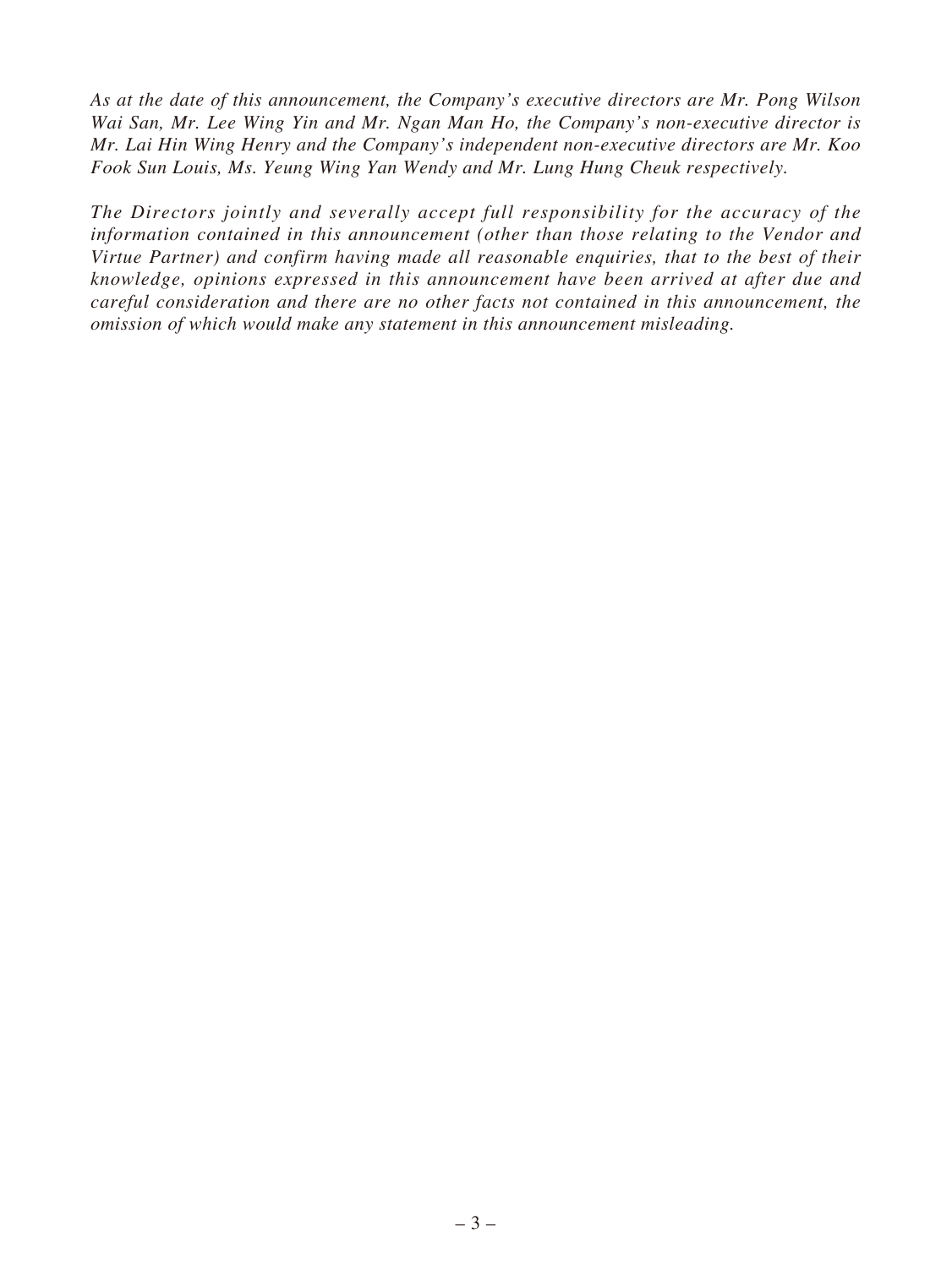*As at the date of this announcement, the Company's executive directors are Mr. Pong Wilson Wai San, Mr. Lee Wing Yin and Mr. Ngan Man Ho, the Company's non-executive director is Mr. Lai Hin Wing Henry and the Company's independent non-executive directors are Mr. Koo Fook Sun Louis, Ms. Yeung Wing Yan Wendy and Mr. Lung Hung Cheuk respectively.*

*The Directors jointly and severally accept full responsibility for the accuracy of the information contained in this announcement (other than those relating to the Vendor and Virtue Partner) and confirm having made all reasonable enquiries, that to the best of their knowledge, opinions expressed in this announcement have been arrived at after due and careful consideration and there are no other facts not contained in this announcement, the omission of which would make any statement in this announcement misleading.*